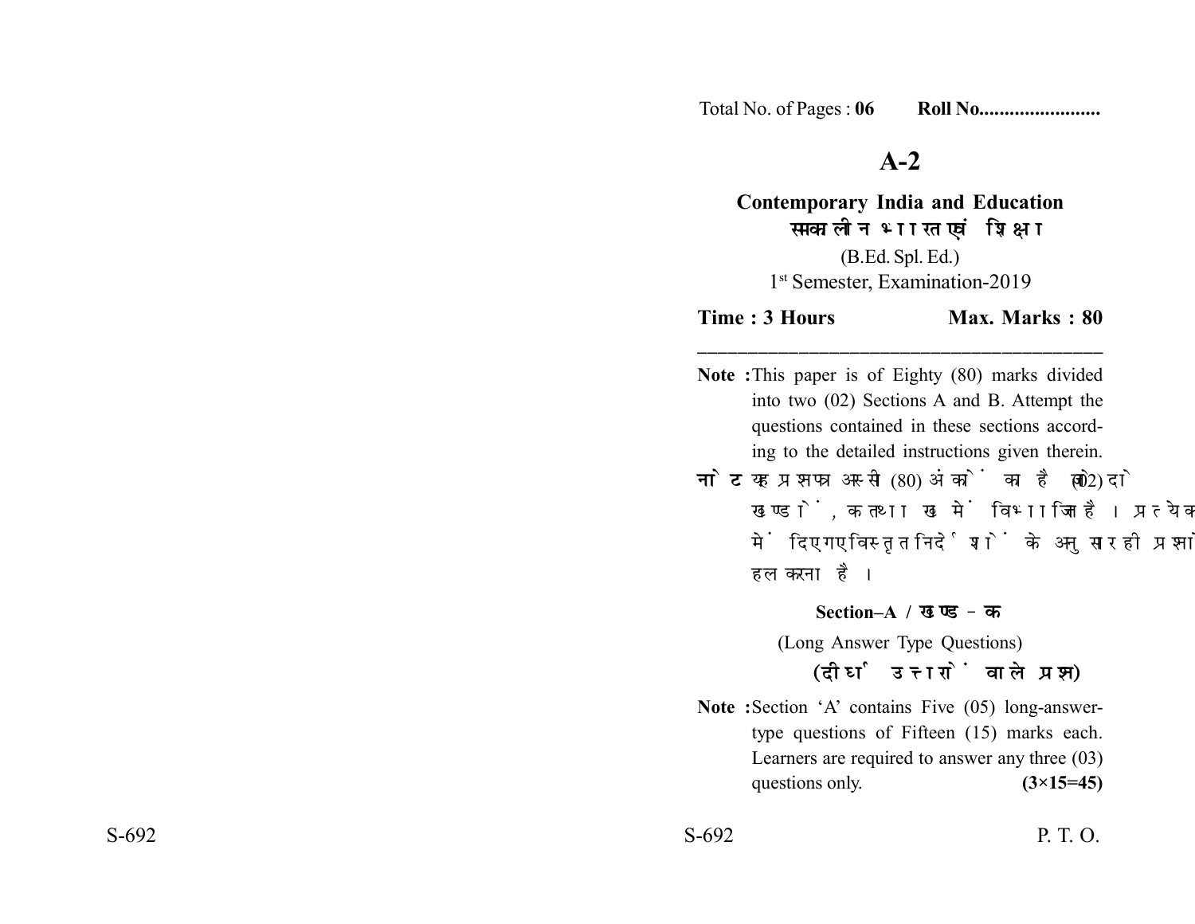Total No. of Pages : **06** **Roll No........................**

# A-2

## Contemporary India and Education
## समकालीन भारत एवं शिक्षा

(B.Ed. Spl. Ed.)

1st Semester, Examination-2019

**Time : 3 Hours** **Max. Marks : 80**

---

**Note :** This paper is of Eighty (80) marks divided into two (02) Sections A and B. Attempt the questions contained in these sections according to the detailed instructions given therein.

**नोट :** यह प्रश्नपत्र अस्सी (80) अंकों का है जो दो (02) खण्डों, क तथा ख में विभाजित है। प्रत्येक खण्ड में दिए गए विस्तृत निर्देशों के अनुसार ही प्रश्नों को हल करना है।

### Section–A / खण्ड–क

(Long Answer Type Questions)

**(दीर्घ उत्तरों वाले प्रश्न)**

**Note :** Section 'A' contains Five (05) long-answer-type questions of Fifteen (15) marks each. Learners are required to answer any three (03) questions only. **(3×15=45)**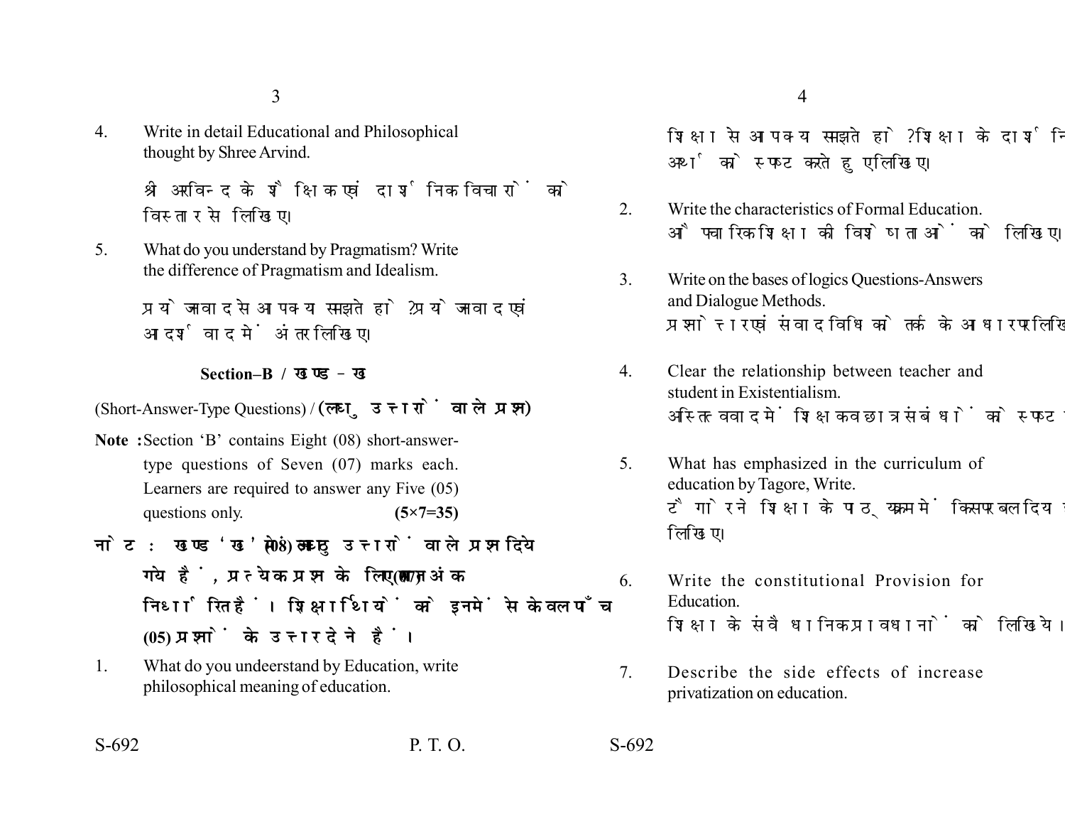4. Write in detail Educational and Philosophical thought by Shree Arvind.

   श्री अरविन्द के शैक्षिक एवं दार्शनिक विचारों को विस्तार से लिखिए।

5. What do you understand by Pragmatism? Write the difference of Pragmatism and Idealism.

   प्रयोजनावाद से आप क्या समझते हो? प्रयोजनावाद एवं आदर्शवाद में अंतर लिखिए।

## Section–B / खण्ड – ख

(Short-Answer-Type Questions) / (लघु उत्तरों वाले प्रश्न)

**Note :** Section 'B' contains Eight (08) short-answer-type questions of Seven (07) marks each. Learners are required to answer any Five (05) questions only. **(5×7=35)**

**नोट :** खण्ड 'ख' में आठ (08) लघु उत्तरों वाले प्रश्न दिये गये हैं, प्रत्येक प्रश्न के लिए सात (07) अंक निर्धारित हैं। शिक्षार्थियों को इनमें से केवल पाँच (05) प्रश्नों के उत्तर देने हैं।

1. What do you undeerstand by Education, write philosophical meaning of education.

   शिक्षा से आप क्या समझते हो? शिक्षा के दार्शनिक अर्थ को स्पष्ट करते हुए लिखिए।

2. Write the characteristics of Formal Education.

   औपचारिक शिक्षा की विशेषताओं को लिखिए।

3. Write on the bases of logics Questions-Answers and Dialogue Methods.

   प्रश्नोत्तर एवं संवाद विधि को तर्क के आधार पर लिखिए।

4. Clear the relationship between teacher and student in Existentialism.

   अस्तित्ववाद में शिक्षक व छात्र संबंधों को स्पष्ट कीजिए।

5. What has emphasized in the curriculum of education by Tagore, Write.

   टैगोर ने शिक्षा के पाठ्यक्रम में किस पर बल दिया है, लिखिए।

6. Write the constitutional Provision for Education.

   शिक्षा के संवैधानिक प्रावधानों को लिखिये।

7. Describe the side effects of increase privatization on education.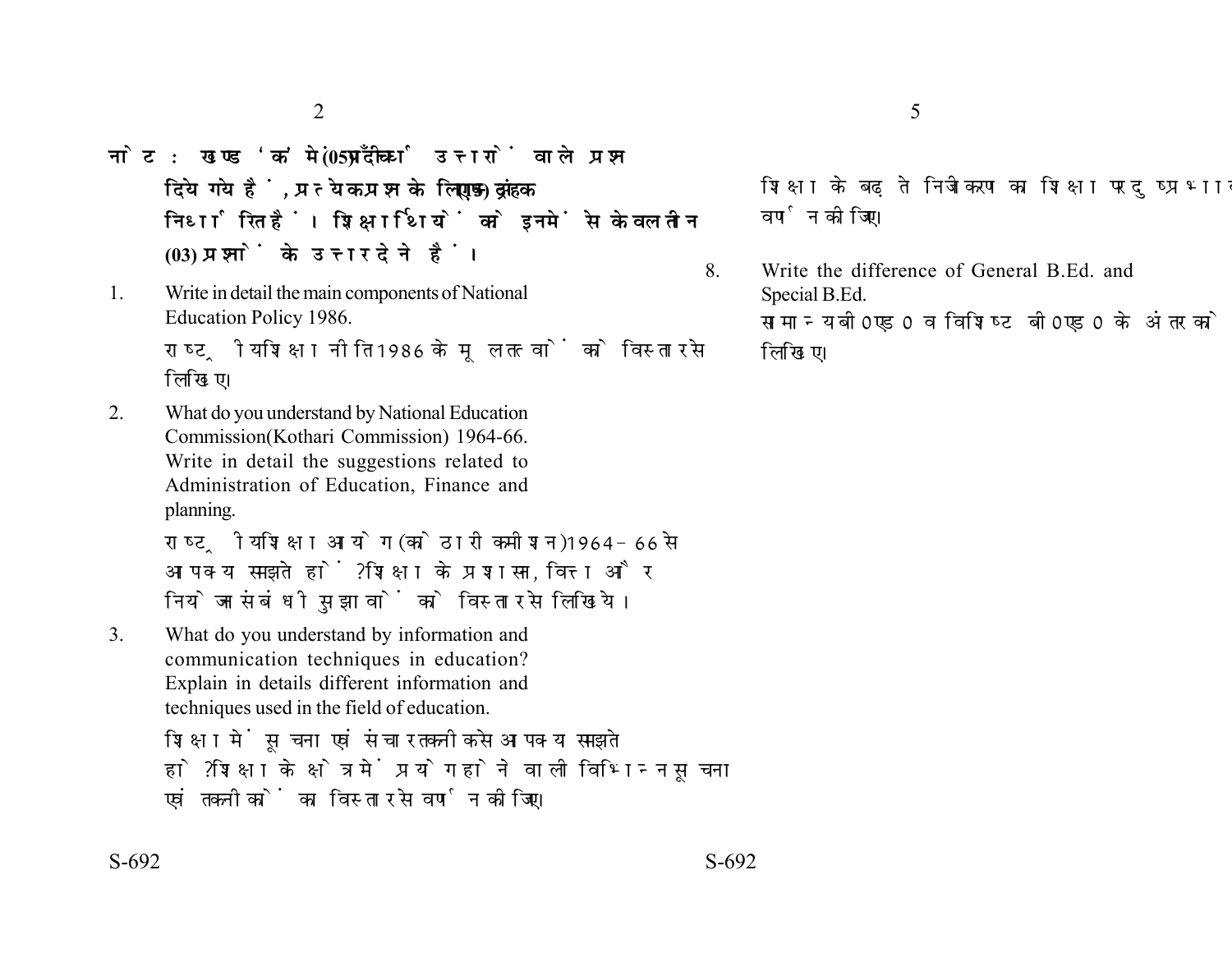नोट : खण्ड 'क' में (05) दीर्घ उत्तरों वाले प्रश्न दिये गये हैं, प्रत्येक प्रश्न के लिए (15) अंक निर्धारित हैं। शिक्षार्थियों को इनमें से केवल तीन (03) प्रश्नों के उत्तर देने हैं।

1. Write in detail the main components of National Education Policy 1986.

   राष्ट्रीय शिक्षा नीति 1986 के मूल तत्वों को विस्तार से लिखिए।

2. What do you understand by National Education Commission(Kothari Commission) 1964-66. Write in detail the suggestions related to Administration of Education, Finance and planning.

   राष्ट्रीय शिक्षा आयोग (कोठारी कमीशन) 1964-66 से आप क्या समझते हो? शिक्षा के प्रशासन, वित्त और नियोजन संबंधी सुझावों को विस्तार से लिखिये।

3. What do you understand by information and communication techniques in education? Explain in details different information and techniques used in the field of education.

   शिक्षा में सूचना एवं संचार तकनीक से आप क्या समझते हो? शिक्षा के क्षेत्र में प्रयोग होने वाली विभिन्न सूचना एवं तकनीकों का विस्तार से वर्णन कीजिए।

शिक्षा के बढ़ते निजीकरण का शिक्षा पर दुष्प्रभाव वर्णन कीजिए।

8. Write the difference of General B.Ed. and Special B.Ed.

   सामान्य बी0एड0 व विशिष्ट बी0एड0 के अंतर को लिखिए।